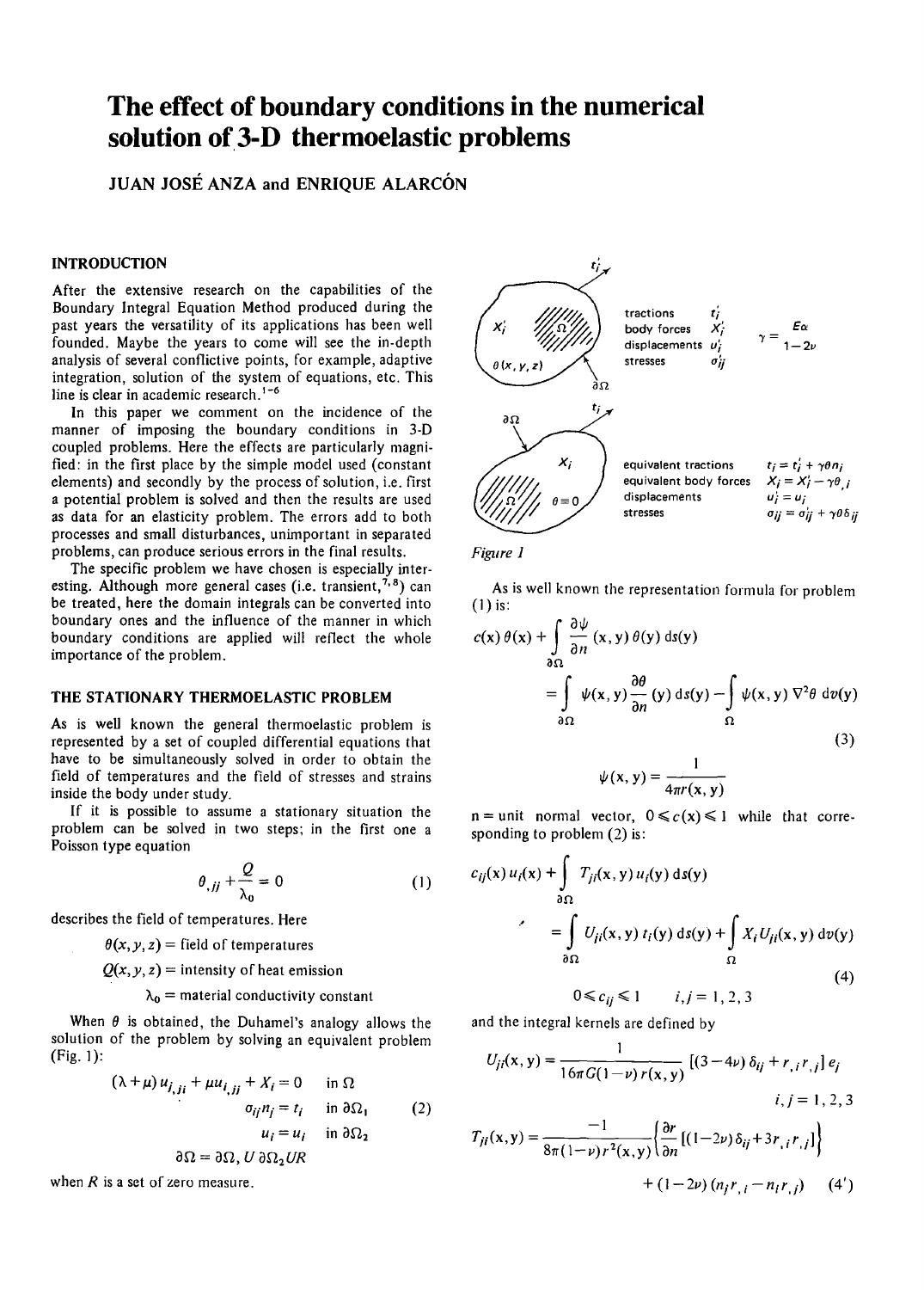# The effect of boundary conditions in the numerical solution of 3-D thermoelastic problems

JUAN JOSÉ ANZA and ENRIQUE ALARCÓN

## INTRODUCTION

After the extensive research on the capabilities of the Boundary Integral Equation Method produced during the past years the versatility of its applications has been well founded. Maybe the years to come will see the in-depth analysis of several conflictive points, for example, adaptive integration, solution of the system of equations, etc. This line is clear in academic research.[1-6]

In this paper we comment on the incidence of the manner of imposing the boundary conditions in 3-D coupled problems. Here the effects are particularly magnified: in the first place by the simple model used (constant elements) and secondly by the process of solution, i.e. first a potential problem is solved and then the results are used as data for an elasticity problem. The errors add to both processes and small disturbances, unimportant in separated problems, can produce serious errors in the final results.

The specific problem we have chosen is especially interesting. Although more general cases (i.e. transient,[7,8]) can be treated, here the domain integrals can be converted into boundary ones and the influence of the manner in which boundary conditions are applied will reflect the whole importance of the problem.

## THE STATIONARY THERMOELASTIC PROBLEM

As is well known the general thermoelastic problem is represented by a set of coupled differential equations that have to be simultaneously solved in order to obtain the field of temperatures and the field of stresses and strains inside the body under study.

If it is possible to assume a stationary situation the problem can be solved in two steps; in the first one a Poisson type equation

$$\theta_{,ii} + \frac{Q}{\lambda_0} = 0 \tag{1}$$

describes the field of temperatures. Here

$\theta(x, y, z)$ = field of temperatures

$Q(x, y, z)$ = intensity of heat emission

$\lambda_0$ = material conductivity constant

When $\theta$ is obtained, the Duhamel's analogy allows the solution of the problem by solving an equivalent problem (Fig. 1):

$$\begin{aligned} (\lambda+\mu)\, u_{j,ji} + \mu u_{i,jj} + X_i = 0 \quad & \text{in } \Omega \\ \sigma_{ij} n_j = t_i \quad & \text{in } \partial\Omega_1 \\ u_i = u_i \quad & \text{in } \partial\Omega_2 \\ \partial\Omega = \partial\Omega_1 \cup \partial\Omega_2 \cup R & \end{aligned} \tag{2}$$

when $R$ is a set of zero measure.

| | | |
|---|---|---|
| tractions | $t_i'$ | |
| body forces | $X_i'$ | $\gamma = \frac{E\alpha}{1-2\nu}$ |
| displacements | $u_i'$ | |
| stresses | $\sigma_{ij}'$ | |

| | |
|---|---|
| equivalent tractions | $t_i = t_i' + \gamma\theta n_i$ |
| equivalent body forces | $X_i = X_i' - \gamma\theta_{,i}$ |
| displacements | $u_i' = u_i$ |
| stresses | $\sigma_{ij} = \sigma_{ij}' + \gamma\theta\delta_{ij}$ |

*Figure 1*

As is well known the representation formula for problem (1) is:

$$c(x)\,\theta(x) + \int_{\partial\Omega} \frac{\partial\psi}{\partial n}(x, y)\,\theta(y)\,ds(y) = \int_{\partial\Omega} \psi(x, y)\frac{\partial\theta}{\partial n}(y)\,ds(y) - \int_{\Omega} \psi(x, y)\,\nabla^2\theta\,dv(y) \tag{3}$$

$$\psi(x, y) = \frac{1}{4\pi r(x, y)}$$

$n$ = unit normal vector, $0 \leqslant c(x) \leqslant 1$ while that corresponding to problem (2) is:

$$c_{ij}(x)\,u_i(x) + \int_{\partial\Omega} T_{ji}(x, y)\,u_i(y)\,ds(y) = \int_{\partial\Omega} U_{ji}(x, y)\,t_i(y)\,ds(y) + \int_{\Omega} X_i U_{ji}(x, y)\,dv(y) \tag{4}$$

$$0 \leqslant c_{ij} \leqslant 1 \qquad i, j = 1, 2, 3$$

and the integral kernels are defined by

$$U_{ji}(x, y) = \frac{1}{16\pi G(1-\nu)\,r(x, y)}\,[(3-4\nu)\,\delta_{ij} + r_{,i} r_{,j}]\, e_j \qquad i, j = 1, 2, 3$$

$$T_{ji}(x, y) = \frac{-1}{8\pi(1-\nu)\,r^2(x, y)}\left\{\frac{\partial r}{\partial n}\,[(1-2\nu)\,\delta_{ij} + 3r_{,i} r_{,j}]\right\} + (1-2\nu)\,(n_j r_{,i} - n_i r_{,j}) \tag{4'}$$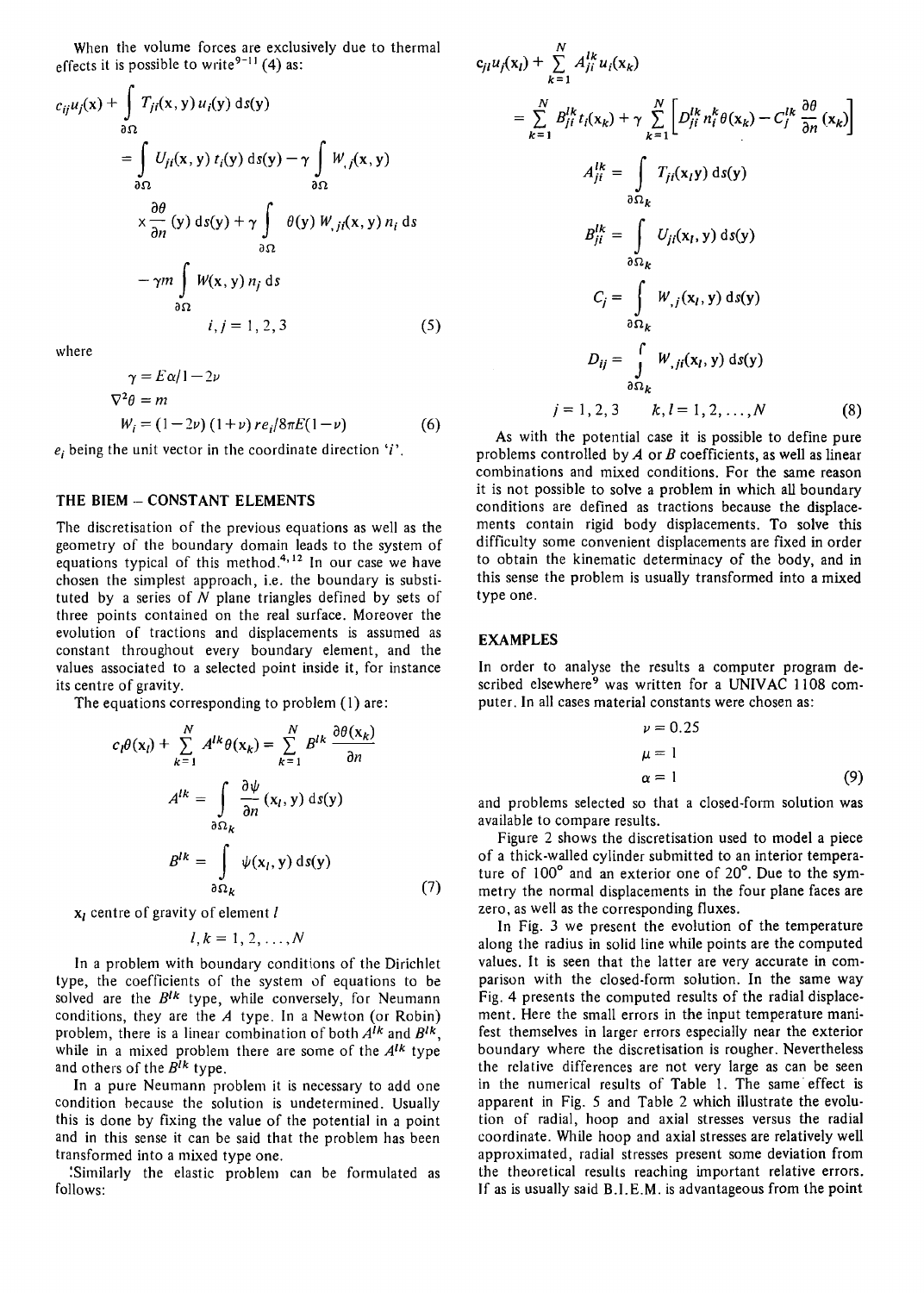When the volume forces are exclusively due to thermal effects it is possible to write[9-11] (4) as:

$$c_{ij}u_j(\mathbf{x}) + \int_{\partial\Omega} T_{ji}(\mathbf{x},\mathbf{y})\,u_i(\mathbf{y})\,\mathrm{d}s(\mathbf{y})$$

$$= \int_{\partial\Omega} U_{ji}(\mathbf{x},\mathbf{y})\,t_i(\mathbf{y})\,\mathrm{d}s(\mathbf{y}) - \gamma \int_{\partial\Omega} W_{,j}(\mathbf{x},\mathbf{y})$$

$$\times \frac{\partial\theta}{\partial n}(\mathbf{y})\,\mathrm{d}s(\mathbf{y}) + \gamma \int_{\partial\Omega} \theta(\mathbf{y})\,W_{,ji}(\mathbf{x},\mathbf{y})\,n_i\,\mathrm{d}s$$

$$- \gamma m \int_{\partial\Omega} W(\mathbf{x},\mathbf{y})\,n_j\,\mathrm{d}s$$

$$i,j = 1,2,3 \tag{5}$$

where

$$\gamma = E\alpha/1-2\nu$$

$$\nabla^2\theta = m$$

$$W_i = (1-2\nu)\,(1+\nu)\,re_i/8\pi E(1-\nu) \tag{6}$$

$e_i$ being the unit vector in the coordinate direction '$i$'.

## THE BIEM – CONSTANT ELEMENTS

The discretisation of the previous equations as well as the geometry of the boundary domain leads to the system of equations typical of this method.[4,12] In our case we have chosen the simplest approach, i.e. the boundary is substituted by a series of $N$ plane triangles defined by sets of three points contained on the real surface. Moreover the evolution of tractions and displacements is assumed as constant throughout every boundary element, and the values associated to a selected point inside it, for instance its centre of gravity.

The equations corresponding to problem (1) are:

$$c_l\theta(\mathbf{x}_l) + \sum_{k=1}^{N} A^{lk}\theta(\mathbf{x}_k) = \sum_{k=1}^{N} B^{lk}\frac{\partial\theta(\mathbf{x}_k)}{\partial n}$$

$$A^{lk} = \int_{\partial\Omega_k} \frac{\partial\psi}{\partial n}(\mathbf{x}_l,\mathbf{y})\,\mathrm{d}s(\mathbf{y})$$

$$B^{lk} = \int_{\partial\Omega_k} \psi(\mathbf{x}_l,\mathbf{y})\,\mathrm{d}s(\mathbf{y}) \tag{7}$$

$\mathbf{x}_l$ centre of gravity of element $l$

$$l,k = 1,2,\ldots,N$$

In a problem with boundary conditions of the Dirichlet type, the coefficients of the system of equations to be solved are the $B^{lk}$ type, while conversely, for Neumann conditions, they are the $A$ type. In a Newton (or Robin) problem, there is a linear combination of both $A^{lk}$ and $B^{lk}$, while in a mixed problem there are some of the $A^{lk}$ type and others of the $B^{lk}$ type.

In a pure Neumann problem it is necessary to add one condition because the solution is undetermined. Usually this is done by fixing the value of the potential in a point and in this sense it can be said that the problem has been transformed into a mixed type one.

Similarly the elastic problem can be formulated as follows:

$$c_{jl}u_j(\mathbf{x}_l) + \sum_{k=1}^{N} A_{ji}^{lk}u_i(\mathbf{x}_k)$$

$$= \sum_{k=1}^{N} B_{ji}^{lk}t_i(\mathbf{x}_k) + \gamma\sum_{k=1}^{N}\left[D_{ji}^{lk}n_i^k\theta(\mathbf{x}_k) - C_j^{lk}\frac{\partial\theta}{\partial n}(\mathbf{x}_k)\right]$$

$$A_{ji}^{lk} = \int_{\partial\Omega_k} T_{ji}(\mathbf{x}_l\mathbf{y})\,\mathrm{d}s(\mathbf{y})$$

$$B_{ji}^{lk} = \int_{\partial\Omega_k} U_{ji}(\mathbf{x}_l,\mathbf{y})\,\mathrm{d}s(\mathbf{y})$$

$$C_j = \int_{\partial\Omega_k} W_{,j}(\mathbf{x}_l,\mathbf{y})\,\mathrm{d}s(\mathbf{y})$$

$$D_{ij} = \int_{\partial\Omega_k} W_{,ji}(\mathbf{x}_l,\mathbf{y})\,\mathrm{d}s(\mathbf{y})$$

$$j = 1,2,3 \qquad k,l = 1,2,\ldots,N \tag{8}$$

As with the potential case it is possible to define pure problems controlled by $A$ or $B$ coefficients, as well as linear combinations and mixed conditions. For the same reason it is not possible to solve a problem in which all boundary conditions are defined as tractions because the displacements contain rigid body displacements. To solve this difficulty some convenient displacements are fixed in order to obtain the kinematic determinacy of the body, and in this sense the problem is usually transformed into a mixed type one.

## EXAMPLES

In order to analyse the results a computer program described elsewhere[9] was written for a UNIVAC 1108 computer. In all cases material constants were chosen as:

$$\nu = 0.25$$

$$\mu = 1$$

$$\alpha = 1 \tag{9}$$

and problems selected so that a closed-form solution was available to compare results.

Figure 2 shows the discretisation used to model a piece of a thick-walled cylinder submitted to an interior temperature of 100° and an exterior one of 20°. Due to the symmetry the normal displacements in the four plane faces are zero, as well as the corresponding fluxes.

In Fig. 3 we present the evolution of the temperature along the radius in solid line while points are the computed values. It is seen that the latter are very accurate in comparison with the closed-form solution. In the same way Fig. 4 presents the computed results of the radial displacement. Here the small errors in the input temperature manifest themselves in larger errors especially near the exterior boundary where the discretisation is rougher. Nevertheless the relative differences are not very large as can be seen in the numerical results of Table 1. The same effect is apparent in Fig. 5 and Table 2 which illustrate the evolution of radial, hoop and axial stresses versus the radial coordinate. While hoop and axial stresses are relatively well approximated, radial stresses present some deviation from the theoretical results reaching important relative errors. If as is usually said B.I.E.M. is advantageous from the point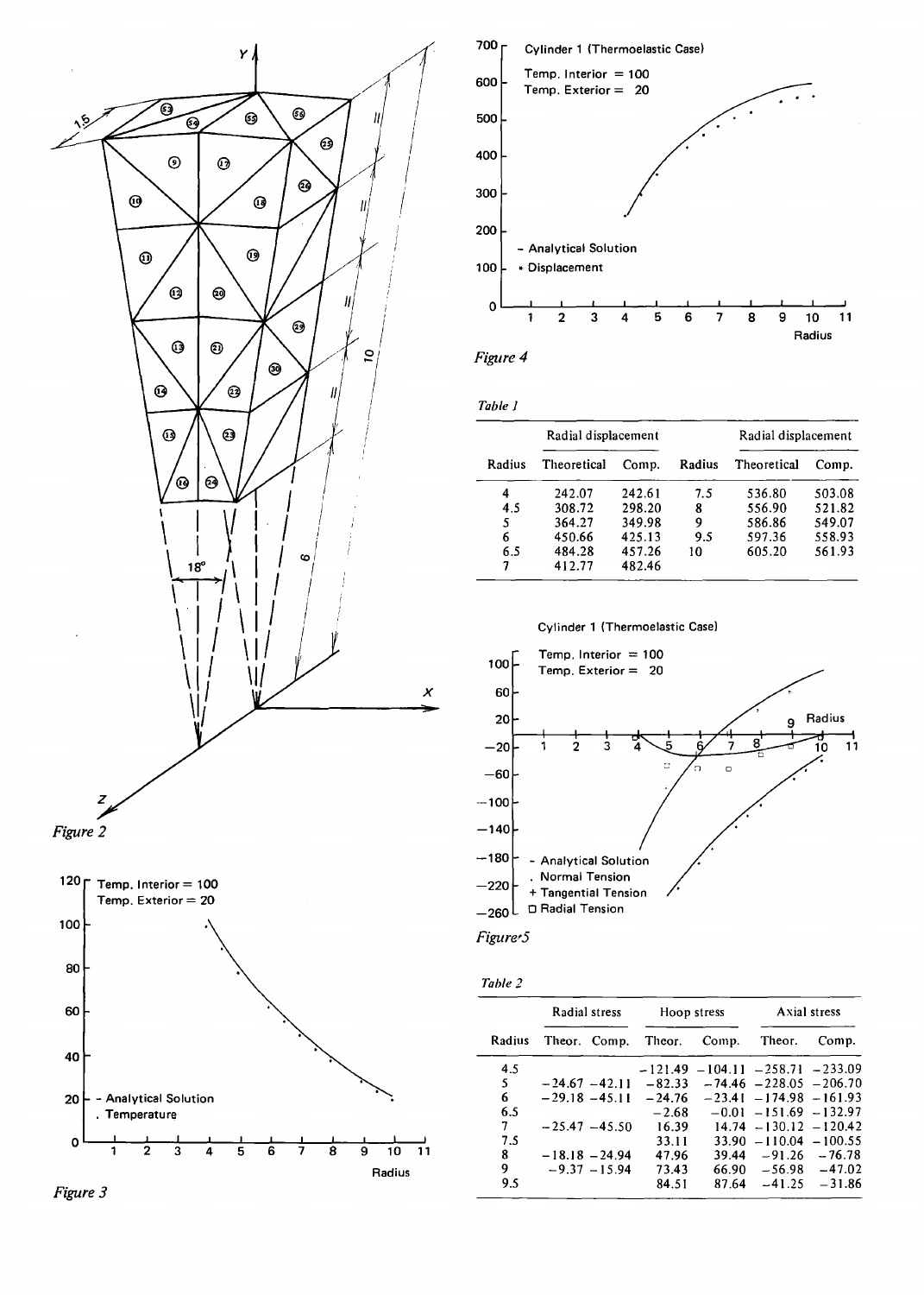*Figure 2*

*Figure 3*

*Figure 4*

*Table 1*

| | Radial displacement | | | Radial displacement | |
|---|---|---|---|---|---|
| Radius | Theoretical | Comp. | Radius | Theoretical | Comp. |
| 4 | 242.07 | 242.61 | 7.5 | 536.80 | 503.08 |
| 4.5 | 308.72 | 298.20 | 8 | 556.90 | 521.82 |
| 5 | 364.27 | 349.98 | 9 | 586.86 | 549.07 |
| 6 | 450.66 | 425.13 | 9.5 | 597.36 | 558.93 |
| 6.5 | 484.28 | 457.26 | 10 | 605.20 | 561.93 |
| 7 | 412.77 | 482.46 | | | |

*Figure 5*

*Table 2*

| | Radial stress | | Hoop stress | | Axial stress | |
|---|---|---|---|---|---|---|
| Radius | Theor. | Comp. | Theor. | Comp. | Theor. | Comp. |
| 4.5 | | | −121.49 | −104.11 | −258.71 | −233.09 |
| 5 | −24.67 | −42.11 | −82.33 | −74.46 | −228.05 | −206.70 |
| 6 | −29.18 | −45.11 | −24.76 | −23.41 | −174.98 | −161.93 |
| 6.5 | | | −2.68 | −0.01 | −151.69 | −132.97 |
| 7 | −25.47 | −45.50 | 16.39 | 14.74 | −130.12 | −120.42 |
| 7.5 | | | 33.11 | 33.90 | −110.04 | −100.55 |
| 8 | −18.18 | −24.94 | 47.96 | 39.44 | −91.26 | −76.78 |
| 9 | −9.37 | −15.94 | 73.43 | 66.90 | −56.98 | −47.02 |
| 9.5 | | | 84.51 | 87.64 | −41.25 | −31.86 |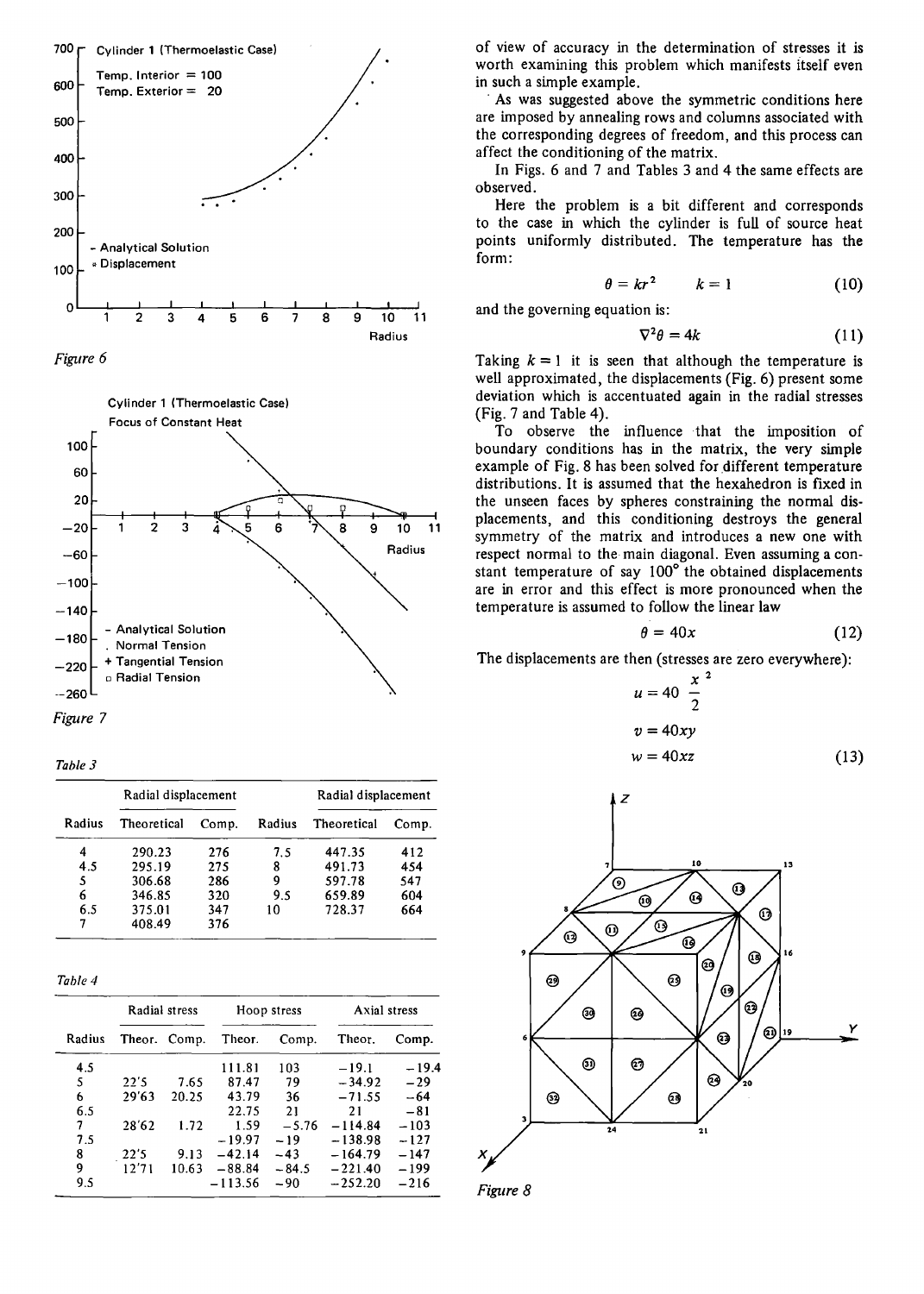Figure 6

Figure 7

Table 3

| Radius | Radial displacement Theoretical | Comp. | Radius | Radial displacement Theoretical | Comp. |
|---|---|---|---|---|---|
| 4 | 290.23 | 276 | 7.5 | 447.35 | 412 |
| 4.5 | 295.19 | 275 | 8 | 491.73 | 454 |
| 5 | 306.68 | 286 | 9 | 597.78 | 547 |
| 6 | 346.85 | 320 | 9.5 | 659.89 | 604 |
| 6.5 | 375.01 | 347 | 10 | 728.37 | 664 |
| 7 | 408.49 | 376 | | | |

Table 4

| Radius | Radial stress Theor. | Comp. | Hoop stress Theor. | Comp. | Axial stress Theor. | Comp. |
|---|---|---|---|---|---|---|
| 4.5 | | | 111.81 | 103 | −19.1 | −19.4 |
| 5 | 22'5 | 7.65 | 87.47 | 79 | −34.92 | −29 |
| 6 | 29'63 | 20.25 | 43.79 | 36 | −71.55 | −64 |
| 6.5 | | | 22.75 | 21 | 21 | −81 |
| 7 | 28'62 | 1.72 | 1.59 | −5.76 | −114.84 | −103 |
| 7.5 | | | −19.97 | −19 | −138.98 | −127 |
| 8 | 22'5 | 9.13 | −42.14 | −43 | −164.79 | −147 |
| 9 | 12'71 | 10.63 | −88.84 | −84.5 | −221.40 | −199 |
| 9.5 | | | −113.56 | −90 | −252.20 | −216 |

of view of accuracy in the determination of stresses it is worth examining this problem which manifests itself even in such a simple example.

As was suggested above the symmetric conditions here are imposed by annealing rows and columns associated with the corresponding degrees of freedom, and this process can affect the conditioning of the matrix.

In Figs. 6 and 7 and Tables 3 and 4 the same effects are observed.

Here the problem is a bit different and corresponds to the case in which the cylinder is full of source heat points uniformly distributed. The temperature has the form:

$$\theta = kr^2 \qquad k = 1 \tag{10}$$

and the governing equation is:

$$\nabla^2\theta = 4k \tag{11}$$

Taking $k = 1$ it is seen that although the temperature is well approximated, the displacements (Fig. 6) present some deviation which is accentuated again in the radial stresses (Fig. 7 and Table 4).

To observe the influence that the imposition of boundary conditions has in the matrix, the very simple example of Fig. 8 has been solved for different temperature distributions. It is assumed that the hexahedron is fixed in the unseen faces by spheres constraining the normal displacements, and this conditioning destroys the general symmetry of the matrix and introduces a new one with respect normal to the main diagonal. Even assuming a constant temperature of say 100° the obtained displacements are in error and this effect is more pronounced when the temperature is assumed to follow the linear law

$$\theta = 40x \tag{12}$$

The displacements are then (stresses are zero everywhere):

$$u = 40\,\frac{x^2}{2}$$

$$v = 40xy$$

$$w = 40xz \tag{13}$$

Figure 8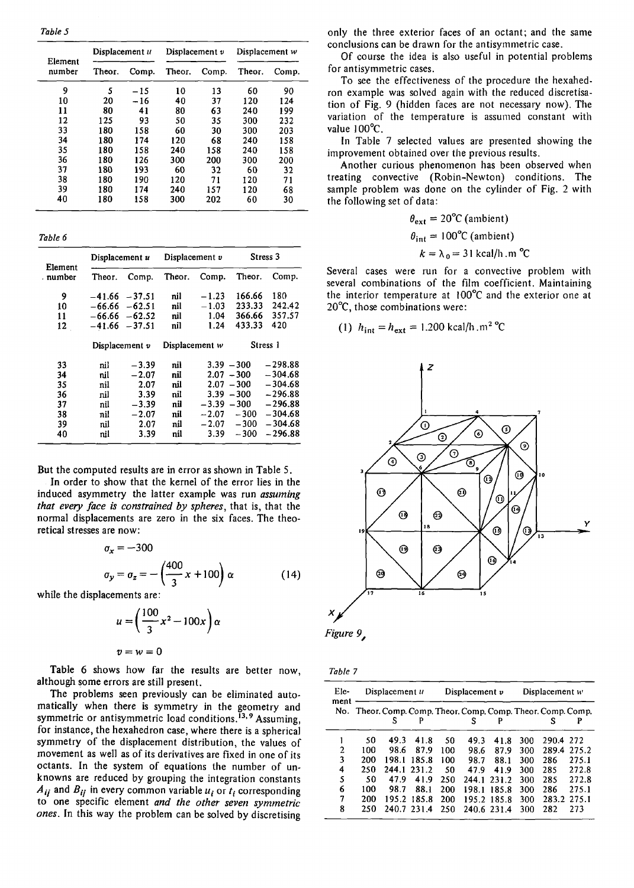*Table 5*

| Element number | Displacement $u$ | | Displacement $v$ | | Displacement $w$ | |
|---|---|---|---|---|---|---|
| | Theor. | Comp. | Theor. | Comp. | Theor. | Comp. |
| 9 | 5 | −15 | 10 | 13 | 60 | 90 |
| 10 | 20 | −16 | 40 | 37 | 120 | 124 |
| 11 | 80 | 41 | 80 | 63 | 240 | 199 |
| 12 | 125 | 93 | 50 | 35 | 300 | 232 |
| 33 | 180 | 158 | 60 | 30 | 300 | 203 |
| 34 | 180 | 174 | 120 | 68 | 240 | 158 |
| 35 | 180 | 158 | 240 | 158 | 240 | 158 |
| 36 | 180 | 126 | 300 | 200 | 300 | 200 |
| 37 | 180 | 193 | 60 | 32 | 60 | 32 |
| 38 | 180 | 190 | 120 | 71 | 120 | 71 |
| 39 | 180 | 174 | 240 | 157 | 120 | 68 |
| 40 | 180 | 158 | 300 | 202 | 60 | 30 |

*Table 6*

| Element number | Displacement $u$ | | Displacement $v$ | | Stress 3 | |
|---|---|---|---|---|---|---|
| | Theor. | Comp. | Theor. | Comp. | Theor. | Comp. |
| 9 | −41.66 | −37.51 | nil | −1.23 | 166.66 | 180 |
| 10 | −66.66 | −62.51 | nil | −1.03 | 233.33 | 242.42 |
| 11 | −66.66 | −62.52 | nil | 1.04 | 366.66 | 357.57 |
| 12 | −41.66 | −37.51 | nil | 1.24 | 433.33 | 420 |
| | **Displacement $v$** | | **Displacement $w$** | | **Stress 1** | |
| 33 | nil | −3.39 | nil | 3.39 | −300 | −298.88 |
| 34 | nil | −2.07 | nil | 2.07 | −300 | −304.68 |
| 35 | nil | 2.07 | nil | 2.07 | −300 | −304.68 |
| 36 | nil | 3.39 | nil | 3.39 | −300 | −296.88 |
| 37 | nil | −3.39 | nil | −3.39 | −300 | −296.88 |
| 38 | nil | −2.07 | nil | −2.07 | −300 | −304.68 |
| 39 | nil | 2.07 | nil | −2.07 | −300 | −304.68 |
| 40 | nil | 3.39 | nil | 3.39 | −300 | −296.88 |

But the computed results are in error as shown in Table 5.

In order to show that the kernel of the error lies in the induced asymmetry the latter example was run *assuming that every face is constrained by spheres*, that is, that the normal displacements are zero in the six faces. The theoretical stresses are now:

$$\sigma_x = -300$$

$$\sigma_y = \sigma_z = -\left(\frac{400}{3}x + 100\right)\alpha \tag{14}$$

while the displacements are:

$$u = \left(\frac{100}{3}x^2 - 100x\right)\alpha$$

$$v = w = 0$$

Table 6 shows how far the results are better now, although some errors are still present.

The problems seen previously can be eliminated automatically when there is symmetry in the geometry and symmetric or antisymmetric load conditions.[13,9] Assuming, for instance, the hexahedron case, where there is a spherical symmetry of the displacement distribution, the values of movement as well as of its derivatives are fixed in one of its octants. In the system of equations the number of unknowns are reduced by grouping the integration constants $A_{ij}$ and $B_{ij}$ in every common variable $u_i$ or $t_i$ corresponding to one specific element *and the other seven symmetric ones*. In this way the problem can be solved by discretising only the three exterior faces of an octant; and the same conclusions can be drawn for the antisymmetric case.

Of course the idea is also useful in potential problems for antisymmetric cases.

To see the effectiveness of the procedure the hexahedron example was solved again with the reduced discretisation of Fig. 9 (hidden faces are not necessary now). The variation of the temperature is assumed constant with value 100°C.

In Table 7 selected values are presented showing the improvement obtained over the previous results.

Another curious phenomenon has been observed when treating convective (Robin-Newton) conditions. The sample problem was done on the cylinder of Fig. 2 with the following set of data:

$$\theta_{ext} = 20°\text{C (ambient)}$$

$$\theta_{int} = 100°\text{C (ambient)}$$

$$k = \lambda_0 = 31 \text{ kcal/h.m °C}$$

Several cases were run for a convective problem with several combinations of the film coefficient. Maintaining the interior temperature at 100°C and the exterior one at 20°C, those combinations were:

(1) $h_{int} = h_{ext} = 1.200$ kcal/h.m² °C

*Figure 9*

*Table 7*

| Element No. | Displacement $u$ | | | Displacement $v$ | | | Displacement $w$ | | |
|---|---|---|---|---|---|---|---|---|---|
| | Theor. | Comp. S | Comp. P | Theor. | Comp. S | Comp. P | Theor. | Comp. S | Comp. P |
| 1 | 50 | 49.3 | 41.8 | 50 | 49.3 | 41.8 | 300 | 290.4 | 272 |
| 2 | 100 | 98.6 | 87.9 | 100 | 98.6 | 87.9 | 300 | 289.4 | 275.2 |
| 3 | 200 | 198.1 | 185.8 | 100 | 98.7 | 88.1 | 300 | 286 | 275.1 |
| 4 | 250 | 244.1 | 231.2 | 50 | 47.9 | 41.9 | 300 | 285 | 272.8 |
| 5 | 50 | 47.9 | 41.9 | 250 | 244.1 | 231.2 | 300 | 285 | 272.8 |
| 6 | 100 | 98.7 | 88.1 | 200 | 198.1 | 185.8 | 300 | 286 | 275.1 |
| 7 | 200 | 195.2 | 185.8 | 200 | 195.2 | 185.8 | 300 | 283.2 | 275.1 |
| 8 | 250 | 240.7 | 231.4 | 250 | 240.6 | 231.4 | 300 | 282 | 273 |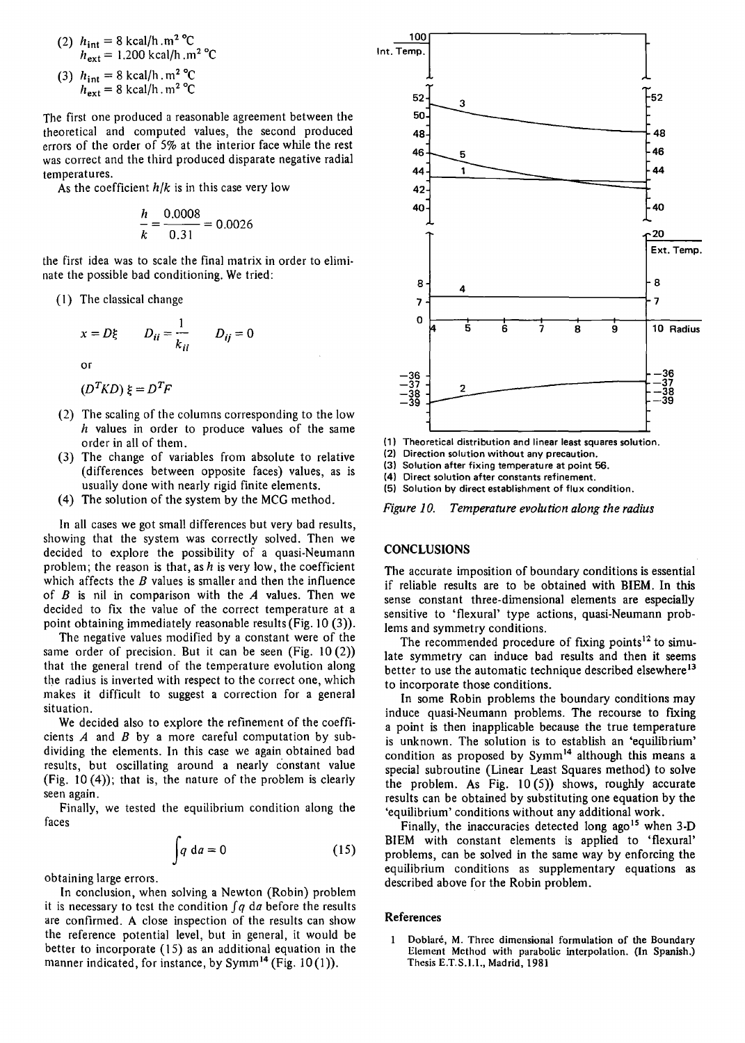(2) $h_{int} = 8$ kcal/h.m² °C
$h_{ext} = 1.200$ kcal/h.m² °C

(3) $h_{int} = 8$ kcal/h.m² °C
$h_{ext} = 8$ kcal/h.m² °C

The first one produced a reasonable agreement between the theoretical and computed values, the second produced errors of the order of 5% at the interior face while the rest was correct and the third produced disparate negative radial temperatures.

As the coefficient $h/k$ is in this case very low

$$\frac{h}{k} = \frac{0.0008}{0.31} = 0.0026$$

the first idea was to scale the final matrix in order to eliminate the possible bad conditioning. We tried:

(1) The classical change

$$x = D\xi \qquad D_{ii} = \frac{1}{k_{ii}} \qquad D_{ij} = 0$$

or

$$(D^T K D)\,\xi = D^T F$$

(2) The scaling of the columns corresponding to the low $h$ values in order to produce values of the same order in all of them.

(3) The change of variables from absolute to relative (differences between opposite faces) values, as is usually done with nearly rigid finite elements.

(4) The solution of the system by the MCG method.

In all cases we got small differences but very bad results, showing that the system was correctly solved. Then we decided to explore the possibility of a quasi-Neumann problem; the reason is that, as $h$ is very low, the coefficient which affects the $B$ values is smaller and then the influence of $B$ is nil in comparison with the $A$ values. Then we decided to fix the value of the correct temperature at a point obtaining immediately reasonable results (Fig. 10 (3)).

The negative values modified by a constant were of the same order of precision. But it can be seen (Fig. 10 (2)) that the general trend of the temperature evolution along the radius is inverted with respect to the correct one, which makes it difficult to suggest a correction for a general situation.

We decided also to explore the refinement of the coefficients $A$ and $B$ by a more careful computation by subdividing the elements. In this case we again obtained bad results, but oscillating around a nearly constant value (Fig. 10 (4)); that is, the nature of the problem is clearly seen again.

Finally, we tested the equilibrium condition along the faces

$$\int q \, \mathrm{d}a = 0 \qquad (15)$$

obtaining large errors.

In conclusion, when solving a Newton (Robin) problem it is necessary to test the condition $\int q \, \mathrm{d}a$ before the results are confirmed. A close inspection of the results can show the reference potential level, but in general, it would be better to incorporate (15) as an additional equation in the manner indicated, for instance, by Symm[14] (Fig. 10 (1)).

(1) Theoretical distribution and linear least squares solution.
(2) Direction solution without any precaution.
(3) Solution after fixing temperature at point 56.
(4) Direct solution after constants refinement.
(5) Solution by direct establishment of flux condition.

*Figure 10. Temperature evolution along the radius*

## CONCLUSIONS

The accurate imposition of boundary conditions is essential if reliable results are to be obtained with BIEM. In this sense constant three-dimensional elements are especially sensitive to 'flexural' type actions, quasi-Neumann problems and symmetry conditions.

The recommended procedure of fixing points[12] to simulate symmetry can induce bad results and then it seems better to use the automatic technique described elsewhere[13] to incorporate those conditions.

In some Robin problems the boundary conditions may induce quasi-Neumann problems. The recourse to fixing a point is then inapplicable because the true temperature is unknown. The solution is to establish an 'equilibrium' condition as proposed by Symm[14] although this means a special subroutine (Linear Least Squares method) to solve the problem. As Fig. 10 (5)) shows, roughly accurate results can be obtained by substituting one equation by the 'equilibrium' conditions without any additional work.

Finally, the inaccuracies detected long ago[15] when 3-D BIEM with constant elements is applied to 'flexural' problems, can be solved in the same way by enforcing the equilibrium conditions as supplementary equations as described above for the Robin problem.

## References

1. Doblaré, M. Three dimensional formulation of the Boundary Element Method with parabolic interpolation. (In Spanish.) Thesis E.T.S.I.I., Madrid, 1981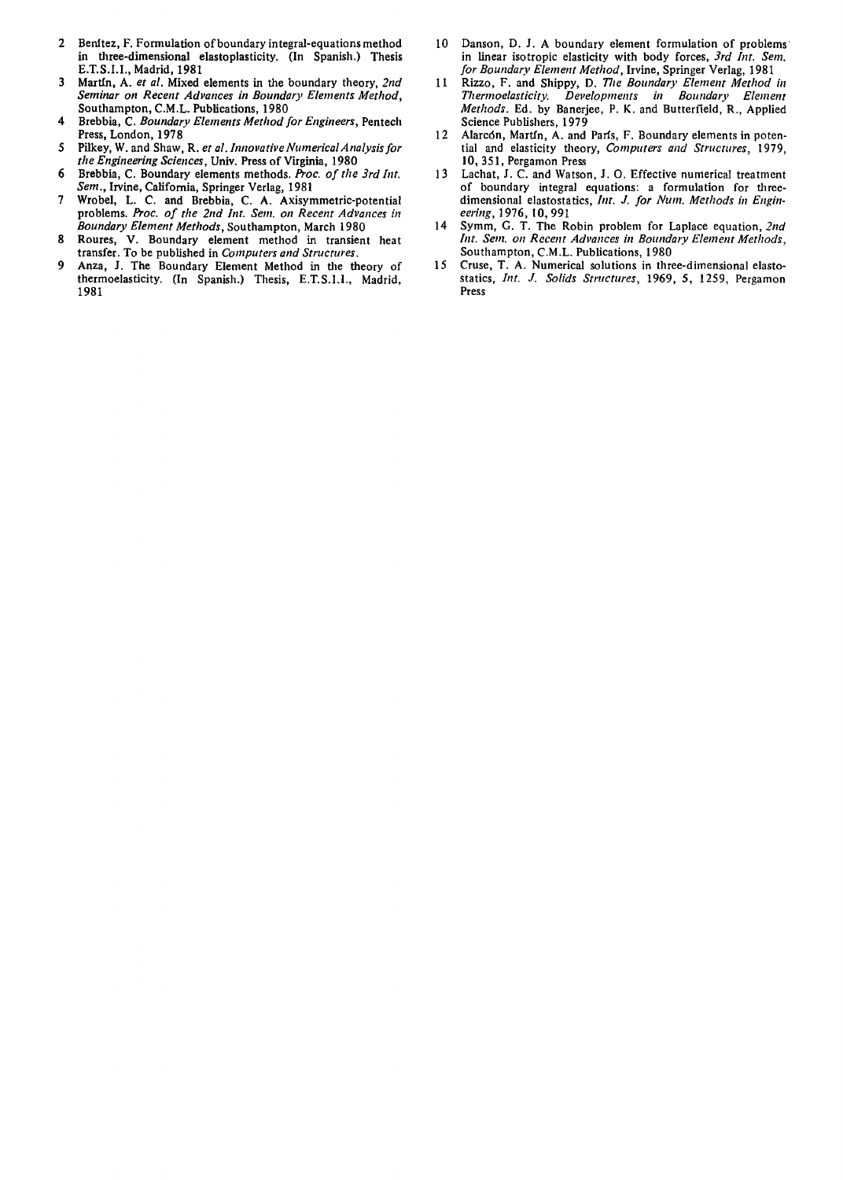2 Benítez, F. Formulation of boundary integral-equations method in three-dimensional elastoplasticity. (In Spanish.) Thesis E.T.S.I.I., Madrid, 1981

3 Martín, A. *et al.* Mixed elements in the boundary theory, *2nd Seminar on Recent Advances in Boundary Elements Method*, Southampton, C.M.L. Publications, 1980

4 Brebbia, C. *Boundary Elements Method for Engineers*, Pentech Press, London, 1978

5 Pilkey, W. and Shaw, R. *et al. Innovative Numerical Analysis for the Engineering Sciences*, Univ. Press of Virginia, 1980

6 Brebbia, C. Boundary elements methods. *Proc. of the 3rd Int. Sem.*, Irvine, California, Springer Verlag, 1981

7 Wrobel, L. C. and Brebbia, C. A. Axisymmetric-potential problems. *Proc. of the 2nd Int. Sem. on Recent Advances in Boundary Element Methods*, Southampton, March 1980

8 Roures, V. Boundary element method in transient heat transfer. To be published in *Computers and Structures*.

9 Anza, J. The Boundary Element Method in the theory of thermoelasticity. (In Spanish.) Thesis, E.T.S.I.I., Madrid, 1981

10 Danson, D. J. A boundary element formulation of problems in linear isotropic elasticity with body forces, *3rd Int. Sem. for Boundary Element Method*, Irvine, Springer Verlag, 1981

11 Rizzo, F. and Shippy, D. *The Boundary Element Method in Thermoelasticity. Developments in Boundary Element Methods*. Ed. by Banerjee, P. K. and Butterfield, R., Applied Science Publishers, 1979

12 Alarcón, Martín, A. and París, F. Boundary elements in potential and elasticity theory, *Computers and Structures*, 1979, **10**, 351, Pergamon Press

13 Lachat, J. C. and Watson, J. O. Effective numerical treatment of boundary integral equations: a formulation for three-dimensional elastostatics, *Int. J. for Num. Methods in Engineering*, 1976, **10**, 991

14 Symm, G. T. The Robin problem for Laplace equation, *2nd Int. Sem. on Recent Advances in Boundary Element Methods*, Southampton, C.M.L. Publications, 1980

15 Cruse, T. A. Numerical solutions in three-dimensional elastostatics, *Int. J. Solids Structures*, 1969, **5**, 1259, Pergamon Press